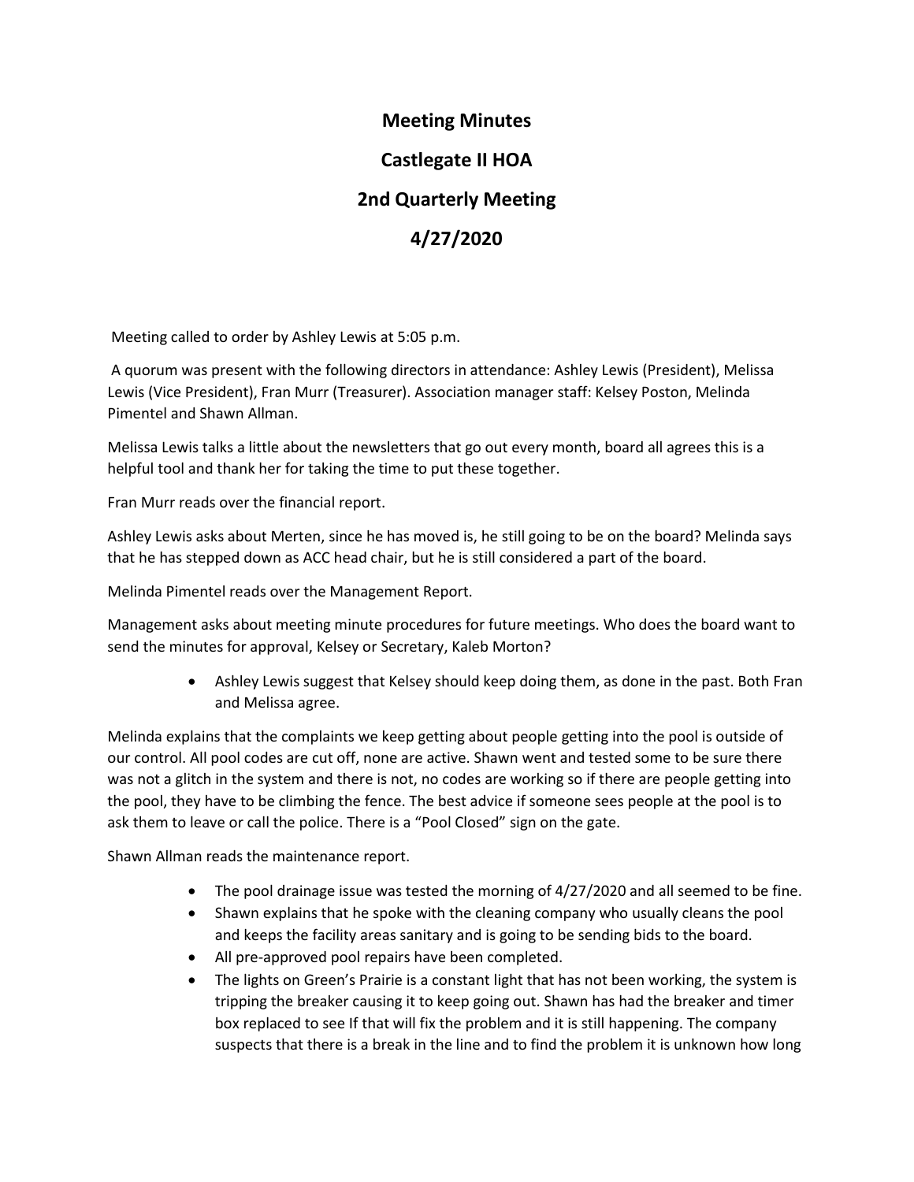# Meeting Minutes

# Castlegate II HOA

# 2nd Quarterly Meeting

# 4/27/2020

Meeting called to order by Ashley Lewis at 5:05 p.m.

A quorum was present with the following directors in attendance: Ashley Lewis (President), Melissa Lewis (Vice President), Fran Murr (Treasurer). Association manager staff: Kelsey Poston, Melinda Pimentel and Shawn Allman.

Melissa Lewis talks a little about the newsletters that go out every month, board all agrees this is a helpful tool and thank her for taking the time to put these together.

Fran Murr reads over the financial report.

Ashley Lewis asks about Merten, since he has moved is, he still going to be on the board? Melinda says that he has stepped down as ACC head chair, but he is still considered a part of the board.

Melinda Pimentel reads over the Management Report.

Management asks about meeting minute procedures for future meetings. Who does the board want to send the minutes for approval, Kelsey or Secretary, Kaleb Morton?

- Ashley Lewis suggest that Kelsey should keep doing them, as done in the past. Both Fran and Melissa agree.

Melinda explains that the complaints we keep getting about people getting into the pool is outside of our control. All pool codes are cut off, none are active. Shawn went and tested some to be sure there was not a glitch in the system and there is not, no codes are working so if there are people getting into the pool, they have to be climbing the fence. The best advice if someone sees people at the pool is to ask them to leave or call the police. There is a "Pool Closed" sign on the gate.

Shawn Allman reads the maintenance report.

- The pool drainage issue was tested the morning of 4/27/2020 and all seemed to be fine.
- Shawn explains that he spoke with the cleaning company who usually cleans the pool and keeps the facility areas sanitary and is going to be sending bids to the board.
- All pre-approved pool repairs have been completed.
- The lights on Green's Prairie is a constant light that has not been working, the system is tripping the breaker causing it to keep going out. Shawn has had the breaker and timer box replaced to see If that will fix the problem and it is still happening. The company suspects that there is a break in the line and to find the problem it is unknown how long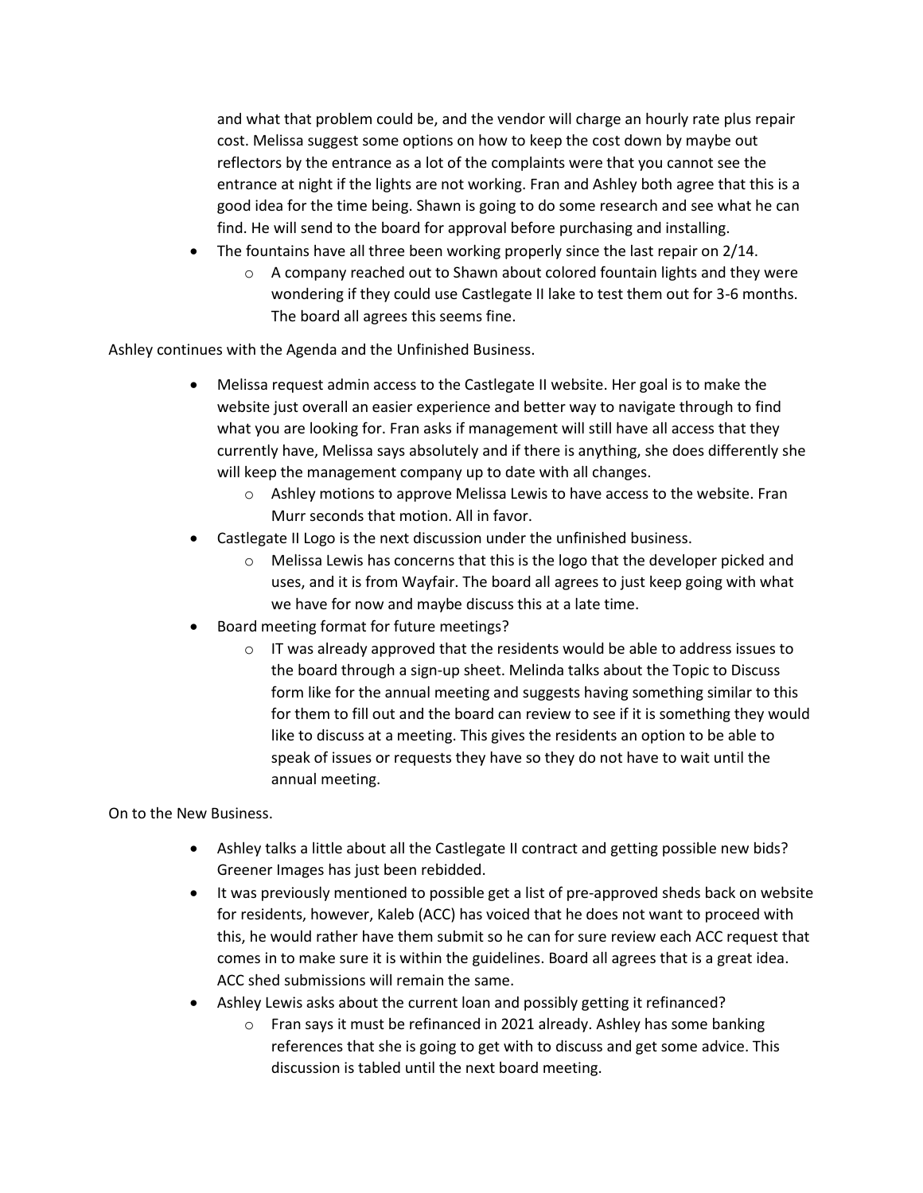and what that problem could be, and the vendor will charge an hourly rate plus repair cost. Melissa suggest some options on how to keep the cost down by maybe out reflectors by the entrance as a lot of the complaints were that you cannot see the entrance at night if the lights are not working. Fran and Ashley both agree that this is a good idea for the time being. Shawn is going to do some research and see what he can find. He will send to the board for approval before purchasing and installing.

- The fountains have all three been working properly since the last repair on 2/14.
  - A company reached out to Shawn about colored fountain lights and they were wondering if they could use Castlegate II lake to test them out for 3-6 months. The board all agrees this seems fine.

Ashley continues with the Agenda and the Unfinished Business.

- Melissa request admin access to the Castlegate II website. Her goal is to make the website just overall an easier experience and better way to navigate through to find what you are looking for. Fran asks if management will still have all access that they currently have, Melissa says absolutely and if there is anything, she does differently she will keep the management company up to date with all changes.
  - Ashley motions to approve Melissa Lewis to have access to the website. Fran Murr seconds that motion. All in favor.
- Castlegate II Logo is the next discussion under the unfinished business.
  - Melissa Lewis has concerns that this is the logo that the developer picked and uses, and it is from Wayfair. The board all agrees to just keep going with what we have for now and maybe discuss this at a late time.
- Board meeting format for future meetings?
  - IT was already approved that the residents would be able to address issues to the board through a sign-up sheet. Melinda talks about the Topic to Discuss form like for the annual meeting and suggests having something similar to this for them to fill out and the board can review to see if it is something they would like to discuss at a meeting. This gives the residents an option to be able to speak of issues or requests they have so they do not have to wait until the annual meeting.

On to the New Business.

- Ashley talks a little about all the Castlegate II contract and getting possible new bids? Greener Images has just been rebidded.
- It was previously mentioned to possible get a list of pre-approved sheds back on website for residents, however, Kaleb (ACC) has voiced that he does not want to proceed with this, he would rather have them submit so he can for sure review each ACC request that comes in to make sure it is within the guidelines. Board all agrees that is a great idea. ACC shed submissions will remain the same.
- Ashley Lewis asks about the current loan and possibly getting it refinanced?
  - Fran says it must be refinanced in 2021 already. Ashley has some banking references that she is going to get with to discuss and get some advice. This discussion is tabled until the next board meeting.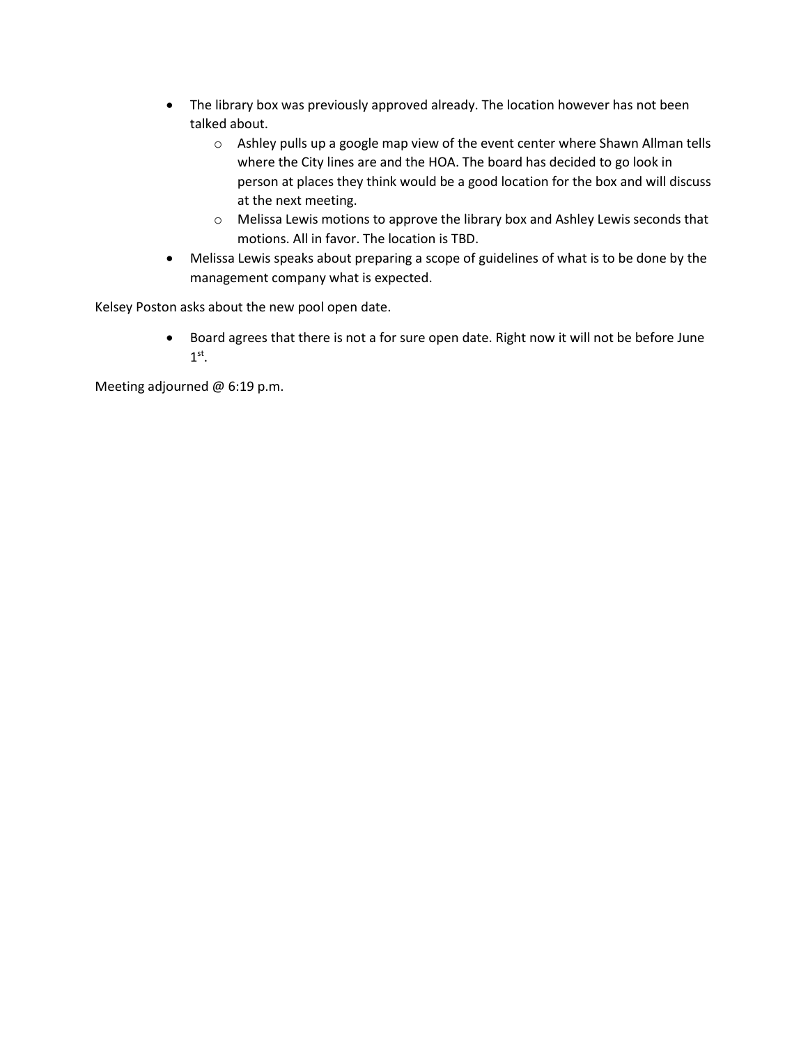- The library box was previously approved already. The location however has not been talked about.
  - Ashley pulls up a google map view of the event center where Shawn Allman tells where the City lines are and the HOA. The board has decided to go look in person at places they think would be a good location for the box and will discuss at the next meeting.
  - Melissa Lewis motions to approve the library box and Ashley Lewis seconds that motions. All in favor. The location is TBD.
- Melissa Lewis speaks about preparing a scope of guidelines of what is to be done by the management company what is expected.

Kelsey Poston asks about the new pool open date.

- Board agrees that there is not a for sure open date. Right now it will not be before June 1st.

Meeting adjourned @ 6:19 p.m.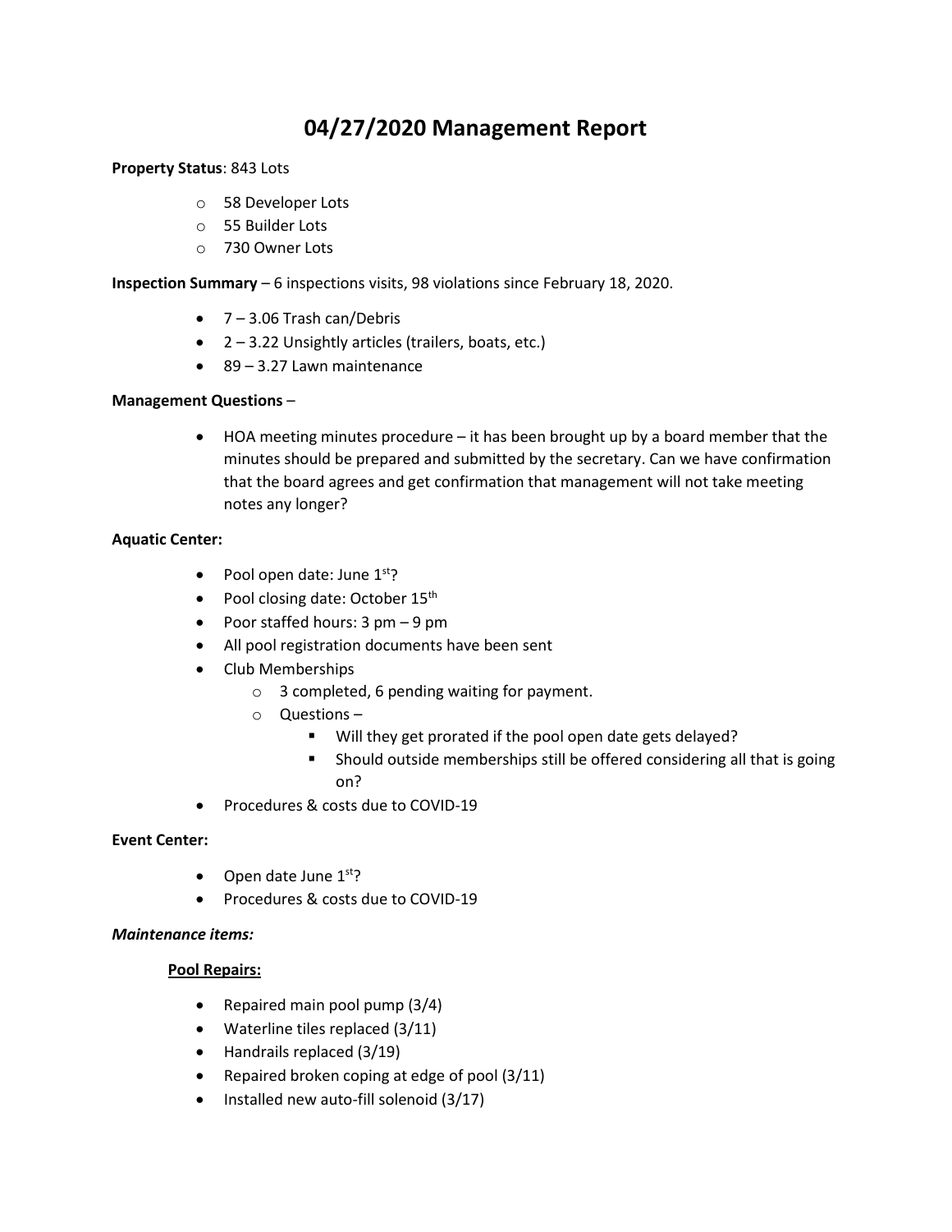# 04/27/2020 Management Report

**Property Status**: 843 Lots

- 58 Developer Lots
- 55 Builder Lots
- 730 Owner Lots

**Inspection Summary** – 6 inspections visits, 98 violations since February 18, 2020.

- 7 – 3.06 Trash can/Debris
- 2 – 3.22 Unsightly articles (trailers, boats, etc.)
- 89 – 3.27 Lawn maintenance

**Management Questions** –

- HOA meeting minutes procedure – it has been brought up by a board member that the minutes should be prepared and submitted by the secretary. Can we have confirmation that the board agrees and get confirmation that management will not take meeting notes any longer?

**Aquatic Center:**

- Pool open date: June 1st?
- Pool closing date: October 15th
- Poor staffed hours: 3 pm – 9 pm
- All pool registration documents have been sent
- Club Memberships
  - 3 completed, 6 pending waiting for payment.
  - Questions –
    - Will they get prorated if the pool open date gets delayed?
    - Should outside memberships still be offered considering all that is going on?
- Procedures & costs due to COVID-19

**Event Center:**

- Open date June 1st?
- Procedures & costs due to COVID-19

***Maintenance items:***

**Pool Repairs:**

- Repaired main pool pump (3/4)
- Waterline tiles replaced (3/11)
- Handrails replaced (3/19)
- Repaired broken coping at edge of pool (3/11)
- Installed new auto-fill solenoid (3/17)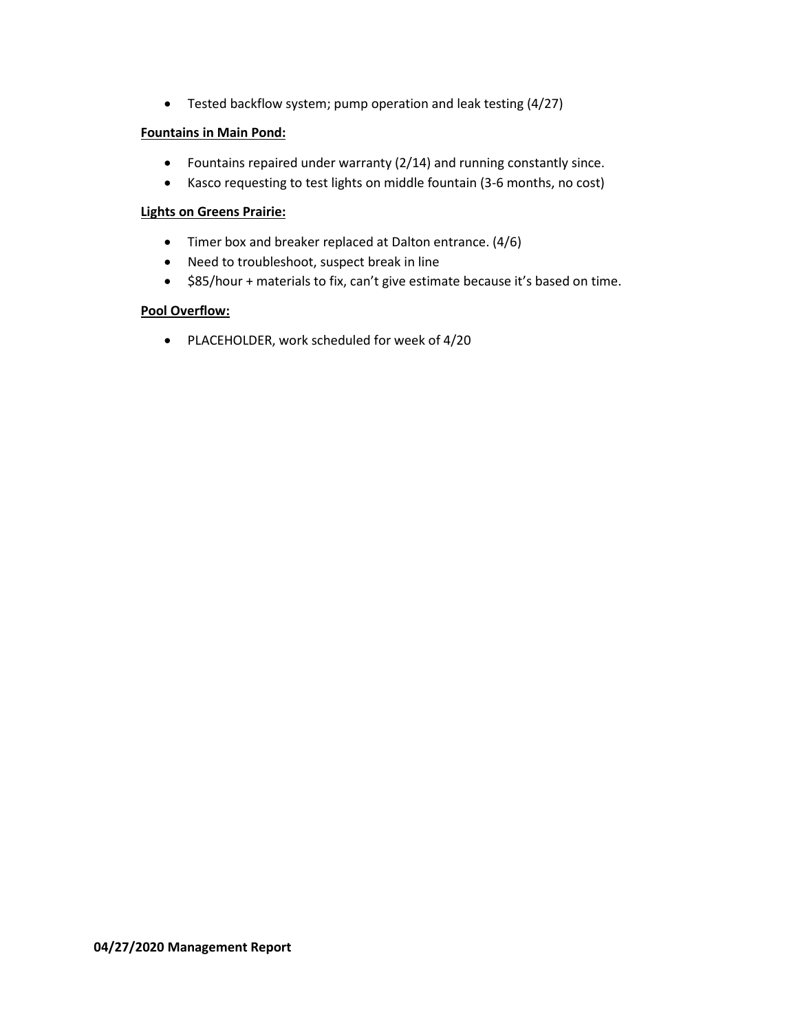- Tested backflow system; pump operation and leak testing (4/27)

**Fountains in Main Pond:**

- Fountains repaired under warranty (2/14) and running constantly since.
- Kasco requesting to test lights on middle fountain (3-6 months, no cost)

**Lights on Greens Prairie:**

- Timer box and breaker replaced at Dalton entrance. (4/6)
- Need to troubleshoot, suspect break in line
- $85/hour + materials to fix, can't give estimate because it's based on time.

**Pool Overflow:**

- PLACEHOLDER, work scheduled for week of 4/20